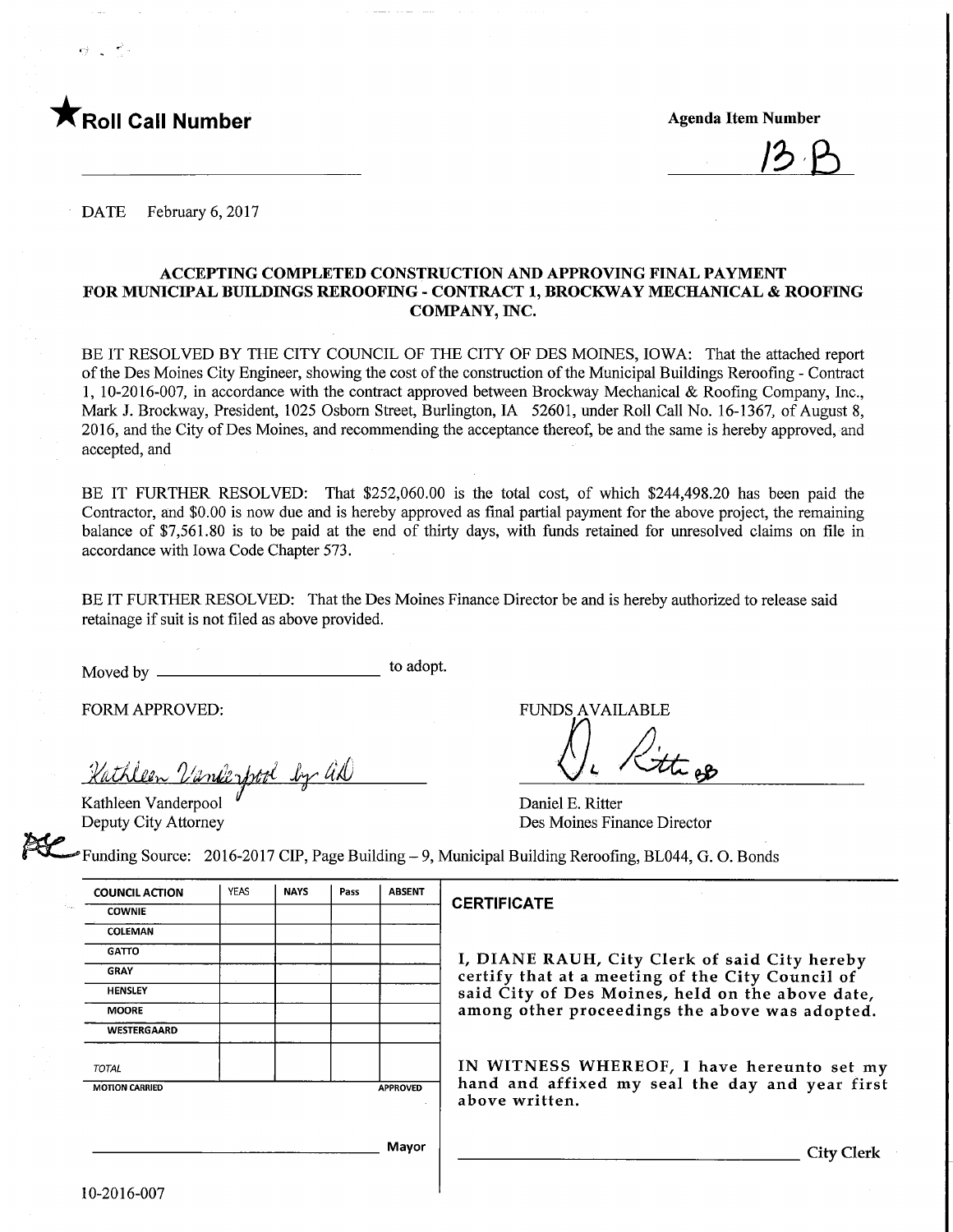★**Roll Call Number** ______________________

**Agenda Item Number** 13.B

DATE February 6, 2017

### ACCEPTING COMPLETED CONSTRUCTION AND APPROVING FINAL PAYMENT FOR MUNICIPAL BUILDINGS REROOFING - CONTRACT 1, BROCKWAY MECHANICAL & ROOFING COMPANY, INC.

BE IT RESOLVED BY THE CITY COUNCIL OF THE CITY OF DES MOINES, IOWA: That the attached report of the Des Moines City Engineer, showing the cost of the construction of the Municipal Buildings Reroofing - Contract 1, 10-2016-007, in accordance with the contract approved between Brockway Mechanical & Roofing Company, Inc., Mark J. Brockway, President, 1025 Osborn Street, Burlington, IA 52601, under Roll Call No. 16-1367, of August 8, 2016, and the City of Des Moines, and recommending the acceptance thereof, be and the same is hereby approved, and accepted, and

BE IT FURTHER RESOLVED: That $252,060.00 is the total cost, of which $244,498.20 has been paid the Contractor, and $0.00 is now due and is hereby approved as final partial payment for the above project, the remaining balance of $7,561.80 is to be paid at the end of thirty days, with funds retained for unresolved claims on file in accordance with Iowa Code Chapter 573.

BE IT FURTHER RESOLVED: That the Des Moines Finance Director be and is hereby authorized to release said retainage if suit is not filed as above provided.

Moved by ______________________ to adopt.

FORM APPROVED:

*Kathleen Vanderpool by ad*

Kathleen Vanderpool
Deputy City Attorney

FUNDS AVAILABLE

*D. Ritter*

Daniel E. Ritter
Des Moines Finance Director

Funding Source: 2016-2017 CIP, Page Building – 9, Municipal Building Reroofing, BL044, G. O. Bonds

| COUNCIL ACTION | YEAS | NAYS | Pass | ABSENT |
|---|---|---|---|---|
| COWNIE | | | | |
| COLEMAN | | | | |
| GATTO | | | | |
| GRAY | | | | |
| HENSLEY | | | | |
| MOORE | | | | |
| WESTERGAARD | | | | |
| TOTAL | | | | |
| MOTION CARRIED | | | | APPROVED |

______________________ Mayor

**CERTIFICATE**

I, DIANE RAUH, City Clerk of said City hereby certify that at a meeting of the City Council of said City of Des Moines, held on the above date, among other proceedings the above was adopted.

IN WITNESS WHEREOF, I have hereunto set my hand and affixed my seal the day and year first above written.

______________________ City Clerk

10-2016-007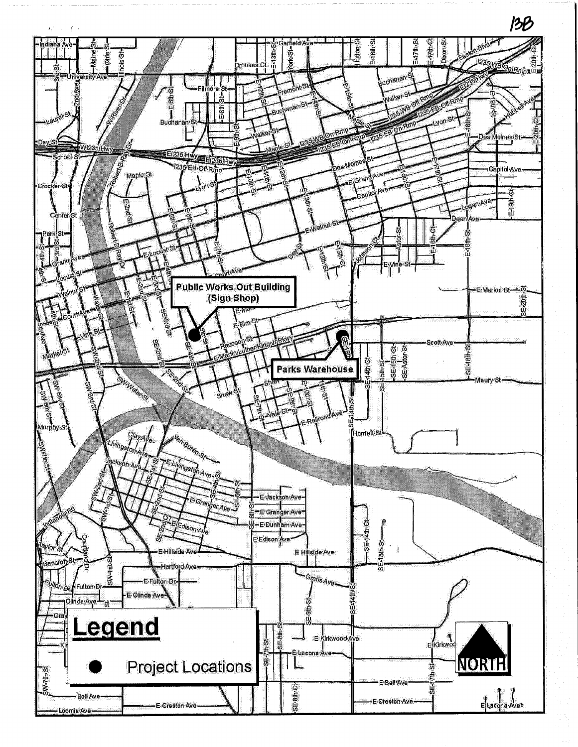13B

**Public Works Out Building (Sign Shop)**

**Parks Warehouse**

## Legend

● Project Locations

NORTH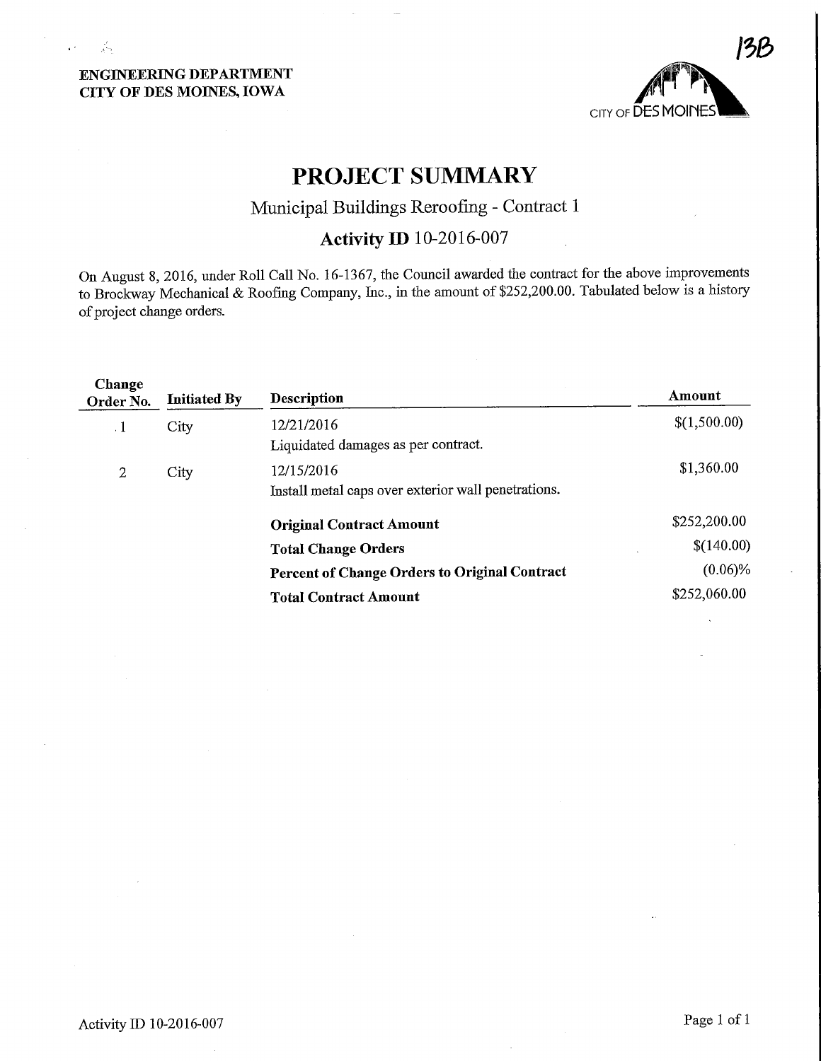ENGINEERING DEPARTMENT
CITY OF DES MOINES, IOWA

13B

CITY OF DES MOINES

# PROJECT SUMMARY

## Municipal Buildings Reroofing - Contract 1

## Activity ID 10-2016-007

On August 8, 2016, under Roll Call No. 16-1367, the Council awarded the contract for the above improvements to Brockway Mechanical & Roofing Company, Inc., in the amount of $252,200.00. Tabulated below is a history of project change orders.

| Change Order No. | Initiated By | Description | Amount |
|---|---|---|---|
| 1 | City | 12/21/2016<br>Liquidated damages as per contract. | $(1,500.00) |
| 2 | City | 12/15/2016<br>Install metal caps over exterior wall penetrations. | $1,360.00 |
| | | **Original Contract Amount** | $252,200.00 |
| | | **Total Change Orders** | $(140.00) |
| | | **Percent of Change Orders to Original Contract** | (0.06)% |
| | | **Total Contract Amount** | $252,060.00 |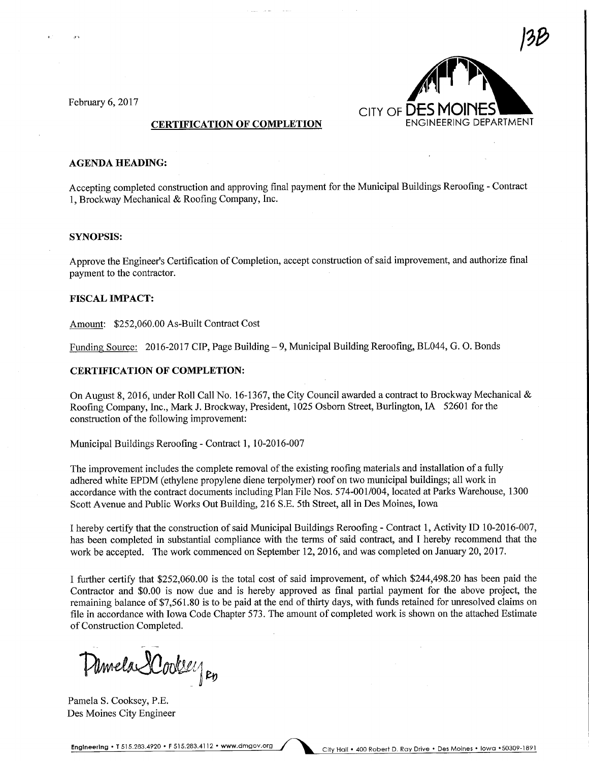13B

February 6, 2017

CITY OF DES MOINES
ENGINEERING DEPARTMENT

## CERTIFICATION OF COMPLETION

**AGENDA HEADING:**

Accepting completed construction and approving final payment for the Municipal Buildings Reroofing - Contract 1, Brockway Mechanical & Roofing Company, Inc.

**SYNOPSIS:**

Approve the Engineer's Certification of Completion, accept construction of said improvement, and authorize final payment to the contractor.

**FISCAL IMPACT:**

Amount: $252,060.00 As-Built Contract Cost

Funding Source: 2016-2017 CIP, Page Building – 9, Municipal Building Reroofing, BL044, G. O. Bonds

**CERTIFICATION OF COMPLETION:**

On August 8, 2016, under Roll Call No. 16-1367, the City Council awarded a contract to Brockway Mechanical & Roofing Company, Inc., Mark J. Brockway, President, 1025 Osborn Street, Burlington, IA 52601 for the construction of the following improvement:

Municipal Buildings Reroofing - Contract 1, 10-2016-007

The improvement includes the complete removal of the existing roofing materials and installation of a fully adhered white EPDM (ethylene propylene diene terpolymer) roof on two municipal buildings; all work in accordance with the contract documents including Plan File Nos. 574-001/004, located at Parks Warehouse, 1300 Scott Avenue and Public Works Out Building, 216 S.E. 5th Street, all in Des Moines, Iowa

I hereby certify that the construction of said Municipal Buildings Reroofing - Contract 1, Activity ID 10-2016-007, has been completed in substantial compliance with the terms of said contract, and I hereby recommend that the work be accepted. The work commenced on September 12, 2016, and was completed on January 20, 2017.

I further certify that $252,060.00 is the total cost of said improvement, of which $244,498.20 has been paid the Contractor and $0.00 is now due and is hereby approved as final partial payment for the above project, the remaining balance of $7,561.80 is to be paid at the end of thirty days, with funds retained for unresolved claims on file in accordance with Iowa Code Chapter 573. The amount of completed work is shown on the attached Estimate of Construction Completed.

Pamela S. Cooksey, P.E.
Des Moines City Engineer

Engineering • T 515.283.4920 • F 515.283.4112 • www.dmgov.org
City Hall • 400 Robert D. Ray Drive • Des Moines • Iowa • 50309-1891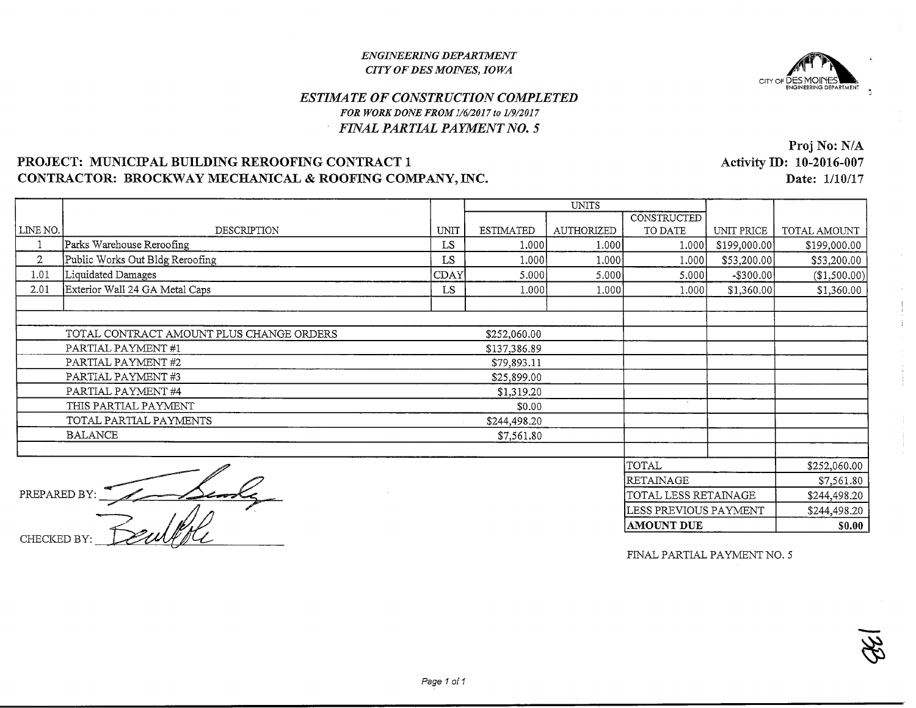*ENGINEERING DEPARTMENT*
*CITY OF DES MOINES, IOWA*

CITY OF DES MOINES ENGINEERING DEPARTMENT

### *ESTIMATE OF CONSTRUCTION COMPLETED*

***FOR WORK DONE FROM 1/6/2017 to 1/9/2017***

### *FINAL PARTIAL PAYMENT NO. 5*

**PROJECT: MUNICIPAL BUILDING REROOFING CONTRACT 1**
**CONTRACTOR: BROCKWAY MECHANICAL & ROOFING COMPANY, INC.**

**Proj No: N/A**
**Activity ID: 10-2016-007**
**Date: 1/10/17**

| LINE NO. | DESCRIPTION | UNIT | UNITS ESTIMATED | UNITS AUTHORIZED | UNITS CONSTRUCTED TO DATE | UNIT PRICE | TOTAL AMOUNT |
|---|---|---|---|---|---|---|---|
| 1 | Parks Warehouse Reroofing | LS | 1.000 | 1.000 | 1.000 | $199,000.00 | $199,000.00 |
| 2 | Public Works Out Bldg Reroofing | LS | 1.000 | 1.000 | 1.000 | $53,200.00 | $53,200.00 |
| 1.01 | Liquidated Damages | CDAY | 5.000 | 5.000 | 5.000 | -$300.00 | ($1,500.00) |
| 2.01 | Exterior Wall 24 GA Metal Caps | LS | 1.000 | 1.000 | 1.000 | $1,360.00 | $1,360.00 |

| | |
|---|---|
| TOTAL CONTRACT AMOUNT PLUS CHANGE ORDERS | $252,060.00 |
| PARTIAL PAYMENT #1 | $137,386.89 |
| PARTIAL PAYMENT #2 | $79,893.11 |
| PARTIAL PAYMENT #3 | $25,899.00 |
| PARTIAL PAYMENT #4 | $1,319.20 |
| THIS PARTIAL PAYMENT | $0.00 |
| TOTAL PARTIAL PAYMENTS | $244,498.20 |
| BALANCE | $7,561.80 |

| | |
|---|---|
| TOTAL | $252,060.00 |
| RETAINAGE | $7,561.80 |
| TOTAL LESS RETAINAGE | $244,498.20 |
| LESS PREVIOUS PAYMENT | $244,498.20 |
| **AMOUNT DUE** | **$0.00** |

PREPARED BY: [signature]

CHECKED BY: [signature]

FINAL PARTIAL PAYMENT NO. 5